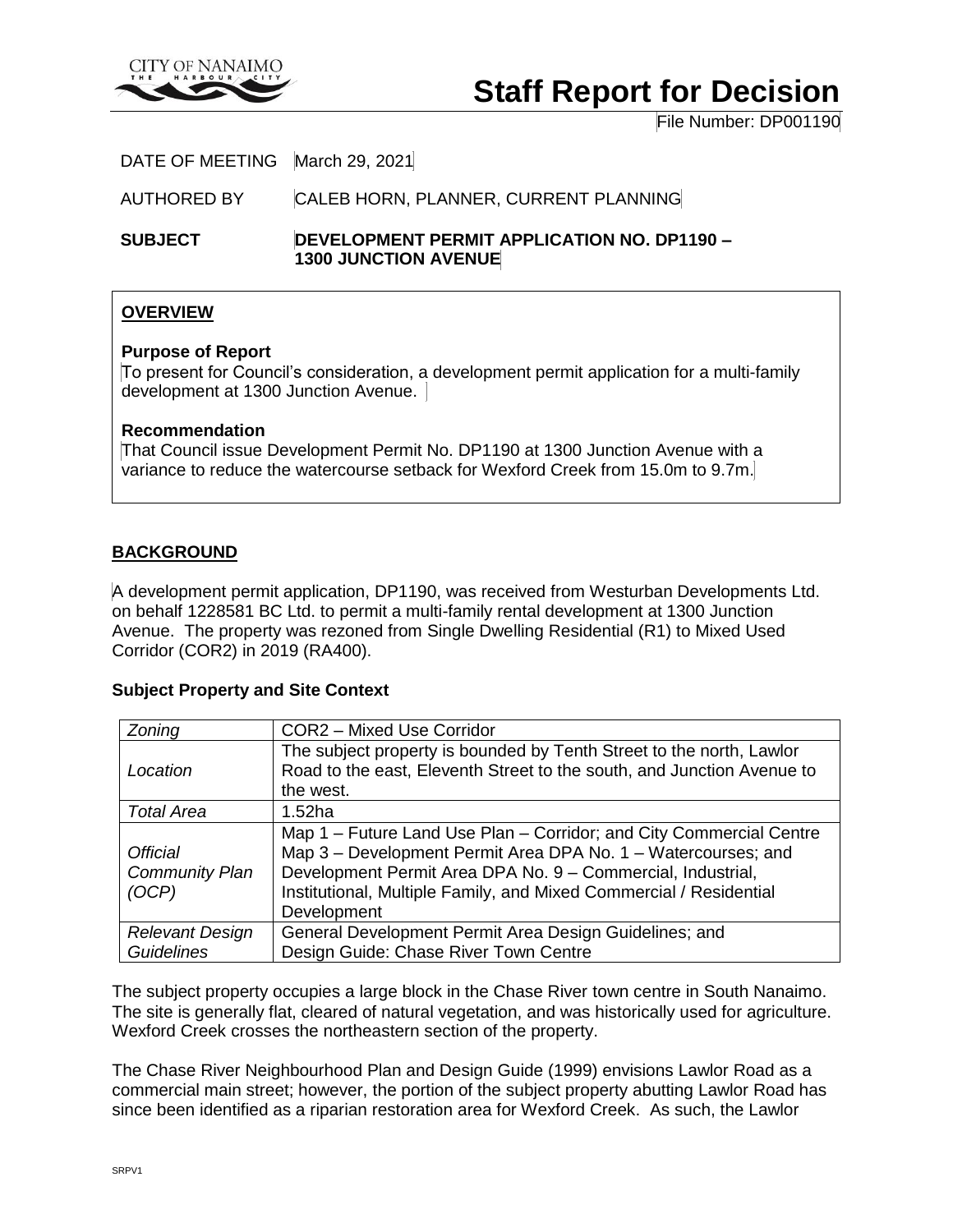CITY OF NANAIMO
THE HARBOUR CITY

# Staff Report for Decision

File Number: DP001190

DATE OF MEETING March 29, 2021

AUTHORED BY CALEB HORN, PLANNER, CURRENT PLANNING

**SUBJECT** **DEVELOPMENT PERMIT APPLICATION NO. DP1190 – 1300 JUNCTION AVENUE**

## OVERVIEW

**Purpose of Report**

To present for Council's consideration, a development permit application for a multi-family development at 1300 Junction Avenue.

**Recommendation**

That Council issue Development Permit No. DP1190 at 1300 Junction Avenue with a variance to reduce the watercourse setback for Wexford Creek from 15.0m to 9.7m.

## BACKGROUND

A development permit application, DP1190, was received from Westurban Developments Ltd. on behalf 1228581 BC Ltd. to permit a multi-family rental development at 1300 Junction Avenue. The property was rezoned from Single Dwelling Residential (R1) to Mixed Used Corridor (COR2) in 2019 (RA400).

### Subject Property and Site Context

| | |
|---|---|
| *Zoning* | COR2 – Mixed Use Corridor |
| *Location* | The subject property is bounded by Tenth Street to the north, Lawlor Road to the east, Eleventh Street to the south, and Junction Avenue to the west. |
| *Total Area* | 1.52ha |
| *Official Community Plan (OCP)* | Map 1 – Future Land Use Plan – Corridor; and City Commercial Centre Map 3 – Development Permit Area DPA No. 1 – Watercourses; and Development Permit Area DPA No. 9 – Commercial, Industrial, Institutional, Multiple Family, and Mixed Commercial / Residential Development |
| *Relevant Design Guidelines* | General Development Permit Area Design Guidelines; and Design Guide: Chase River Town Centre |

The subject property occupies a large block in the Chase River town centre in South Nanaimo. The site is generally flat, cleared of natural vegetation, and was historically used for agriculture. Wexford Creek crosses the northeastern section of the property.

The Chase River Neighbourhood Plan and Design Guide (1999) envisions Lawlor Road as a commercial main street; however, the portion of the subject property abutting Lawlor Road has since been identified as a riparian restoration area for Wexford Creek. As such, the Lawlor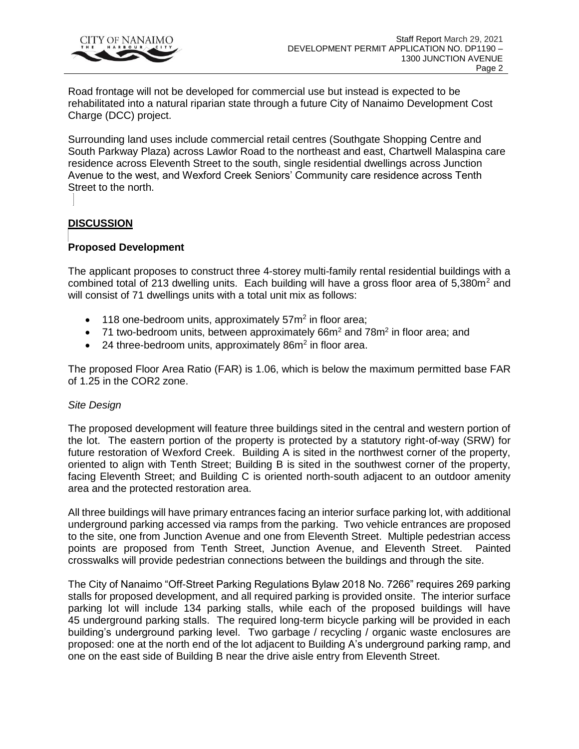Road frontage will not be developed for commercial use but instead is expected to be rehabilitated into a natural riparian state through a future City of Nanaimo Development Cost Charge (DCC) project.

Surrounding land uses include commercial retail centres (Southgate Shopping Centre and South Parkway Plaza) across Lawlor Road to the northeast and east, Chartwell Malaspina care residence across Eleventh Street to the south, single residential dwellings across Junction Avenue to the west, and Wexford Creek Seniors' Community care residence across Tenth Street to the north.

## DISCUSSION

### Proposed Development

The applicant proposes to construct three 4-storey multi-family rental residential buildings with a combined total of 213 dwelling units. Each building will have a gross floor area of 5,380m$^2$ and will consist of 71 dwellings units with a total unit mix as follows:

- 118 one-bedroom units, approximately 57m$^2$ in floor area;
- 71 two-bedroom units, between approximately 66m$^2$ and 78m$^2$ in floor area; and
- 24 three-bedroom units, approximately 86m$^2$ in floor area.

The proposed Floor Area Ratio (FAR) is 1.06, which is below the maximum permitted base FAR of 1.25 in the COR2 zone.

*Site Design*

The proposed development will feature three buildings sited in the central and western portion of the lot. The eastern portion of the property is protected by a statutory right-of-way (SRW) for future restoration of Wexford Creek. Building A is sited in the northwest corner of the property, oriented to align with Tenth Street; Building B is sited in the southwest corner of the property, facing Eleventh Street; and Building C is oriented north-south adjacent to an outdoor amenity area and the protected restoration area.

All three buildings will have primary entrances facing an interior surface parking lot, with additional underground parking accessed via ramps from the parking. Two vehicle entrances are proposed to the site, one from Junction Avenue and one from Eleventh Street. Multiple pedestrian access points are proposed from Tenth Street, Junction Avenue, and Eleventh Street. Painted crosswalks will provide pedestrian connections between the buildings and through the site.

The City of Nanaimo "Off-Street Parking Regulations Bylaw 2018 No. 7266" requires 269 parking stalls for proposed development, and all required parking is provided onsite. The interior surface parking lot will include 134 parking stalls, while each of the proposed buildings will have 45 underground parking stalls. The required long-term bicycle parking will be provided in each building's underground parking level. Two garbage / recycling / organic waste enclosures are proposed: one at the north end of the lot adjacent to Building A's underground parking ramp, and one on the east side of Building B near the drive aisle entry from Eleventh Street.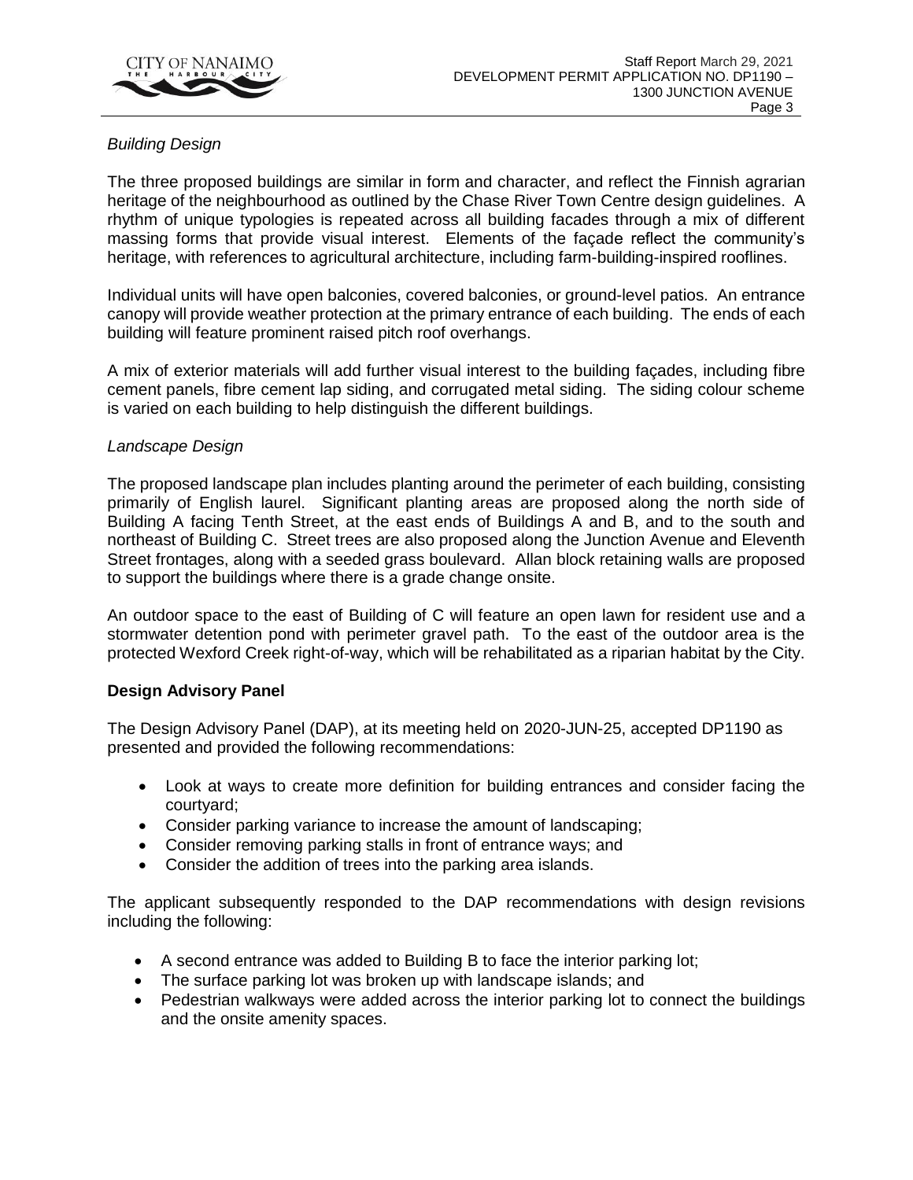*Building Design*

The three proposed buildings are similar in form and character, and reflect the Finnish agrarian heritage of the neighbourhood as outlined by the Chase River Town Centre design guidelines. A rhythm of unique typologies is repeated across all building facades through a mix of different massing forms that provide visual interest. Elements of the façade reflect the community's heritage, with references to agricultural architecture, including farm-building-inspired rooflines.

Individual units will have open balconies, covered balconies, or ground-level patios. An entrance canopy will provide weather protection at the primary entrance of each building. The ends of each building will feature prominent raised pitch roof overhangs.

A mix of exterior materials will add further visual interest to the building façades, including fibre cement panels, fibre cement lap siding, and corrugated metal siding. The siding colour scheme is varied on each building to help distinguish the different buildings.

*Landscape Design*

The proposed landscape plan includes planting around the perimeter of each building, consisting primarily of English laurel. Significant planting areas are proposed along the north side of Building A facing Tenth Street, at the east ends of Buildings A and B, and to the south and northeast of Building C. Street trees are also proposed along the Junction Avenue and Eleventh Street frontages, along with a seeded grass boulevard. Allan block retaining walls are proposed to support the buildings where there is a grade change onsite.

An outdoor space to the east of Building of C will feature an open lawn for resident use and a stormwater detention pond with perimeter gravel path. To the east of the outdoor area is the protected Wexford Creek right-of-way, which will be rehabilitated as a riparian habitat by the City.

**Design Advisory Panel**

The Design Advisory Panel (DAP), at its meeting held on 2020-JUN-25, accepted DP1190 as presented and provided the following recommendations:

- Look at ways to create more definition for building entrances and consider facing the courtyard;
- Consider parking variance to increase the amount of landscaping;
- Consider removing parking stalls in front of entrance ways; and
- Consider the addition of trees into the parking area islands.

The applicant subsequently responded to the DAP recommendations with design revisions including the following:

- A second entrance was added to Building B to face the interior parking lot;
- The surface parking lot was broken up with landscape islands; and
- Pedestrian walkways were added across the interior parking lot to connect the buildings and the onsite amenity spaces.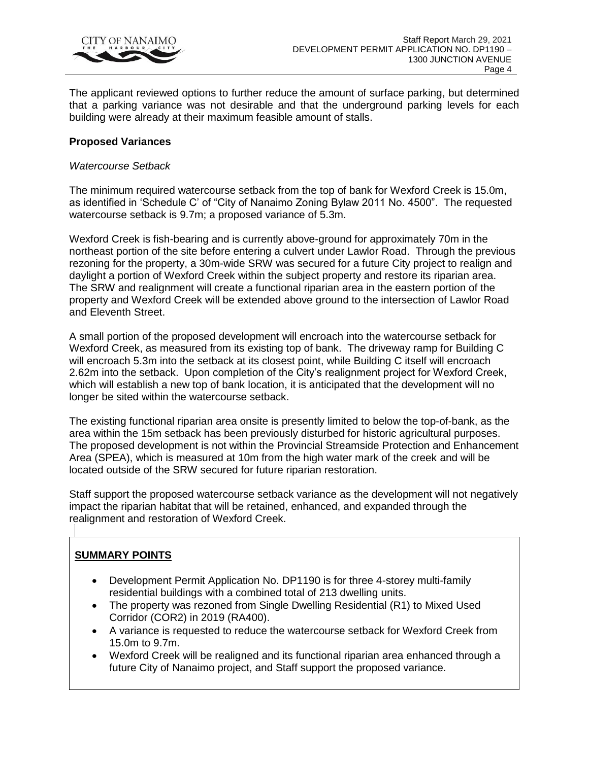The applicant reviewed options to further reduce the amount of surface parking, but determined that a parking variance was not desirable and that the underground parking levels for each building were already at their maximum feasible amount of stalls.

**Proposed Variances**

*Watercourse Setback*

The minimum required watercourse setback from the top of bank for Wexford Creek is 15.0m, as identified in 'Schedule C' of "City of Nanaimo Zoning Bylaw 2011 No. 4500". The requested watercourse setback is 9.7m; a proposed variance of 5.3m.

Wexford Creek is fish-bearing and is currently above-ground for approximately 70m in the northeast portion of the site before entering a culvert under Lawlor Road. Through the previous rezoning for the property, a 30m-wide SRW was secured for a future City project to realign and daylight a portion of Wexford Creek within the subject property and restore its riparian area. The SRW and realignment will create a functional riparian area in the eastern portion of the property and Wexford Creek will be extended above ground to the intersection of Lawlor Road and Eleventh Street.

A small portion of the proposed development will encroach into the watercourse setback for Wexford Creek, as measured from its existing top of bank. The driveway ramp for Building C will encroach 5.3m into the setback at its closest point, while Building C itself will encroach 2.62m into the setback. Upon completion of the City's realignment project for Wexford Creek, which will establish a new top of bank location, it is anticipated that the development will no longer be sited within the watercourse setback.

The existing functional riparian area onsite is presently limited to below the top-of-bank, as the area within the 15m setback has been previously disturbed for historic agricultural purposes. The proposed development is not within the Provincial Streamside Protection and Enhancement Area (SPEA), which is measured at 10m from the high water mark of the creek and will be located outside of the SRW secured for future riparian restoration.

Staff support the proposed watercourse setback variance as the development will not negatively impact the riparian habitat that will be retained, enhanced, and expanded through the realignment and restoration of Wexford Creek.

**SUMMARY POINTS**

- Development Permit Application No. DP1190 is for three 4-storey multi-family residential buildings with a combined total of 213 dwelling units.
- The property was rezoned from Single Dwelling Residential (R1) to Mixed Used Corridor (COR2) in 2019 (RA400).
- A variance is requested to reduce the watercourse setback for Wexford Creek from 15.0m to 9.7m.
- Wexford Creek will be realigned and its functional riparian area enhanced through a future City of Nanaimo project, and Staff support the proposed variance.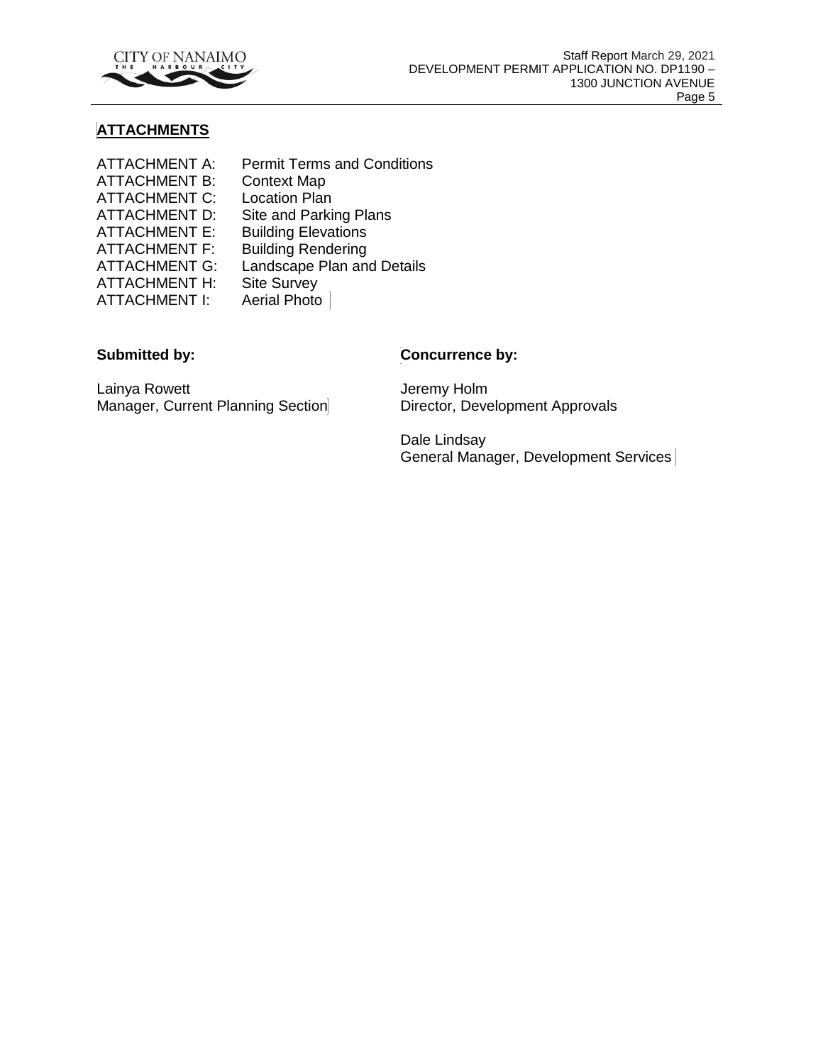## ATTACHMENTS

ATTACHMENT A: Permit Terms and Conditions
ATTACHMENT B: Context Map
ATTACHMENT C: Location Plan
ATTACHMENT D: Site and Parking Plans
ATTACHMENT E: Building Elevations
ATTACHMENT F: Building Rendering
ATTACHMENT G: Landscape Plan and Details
ATTACHMENT H: Site Survey
ATTACHMENT I: Aerial Photo

**Submitted by:**

Lainya Rowett
Manager, Current Planning Section

**Concurrence by:**

Jeremy Holm
Director, Development Approvals

Dale Lindsay
General Manager, Development Services